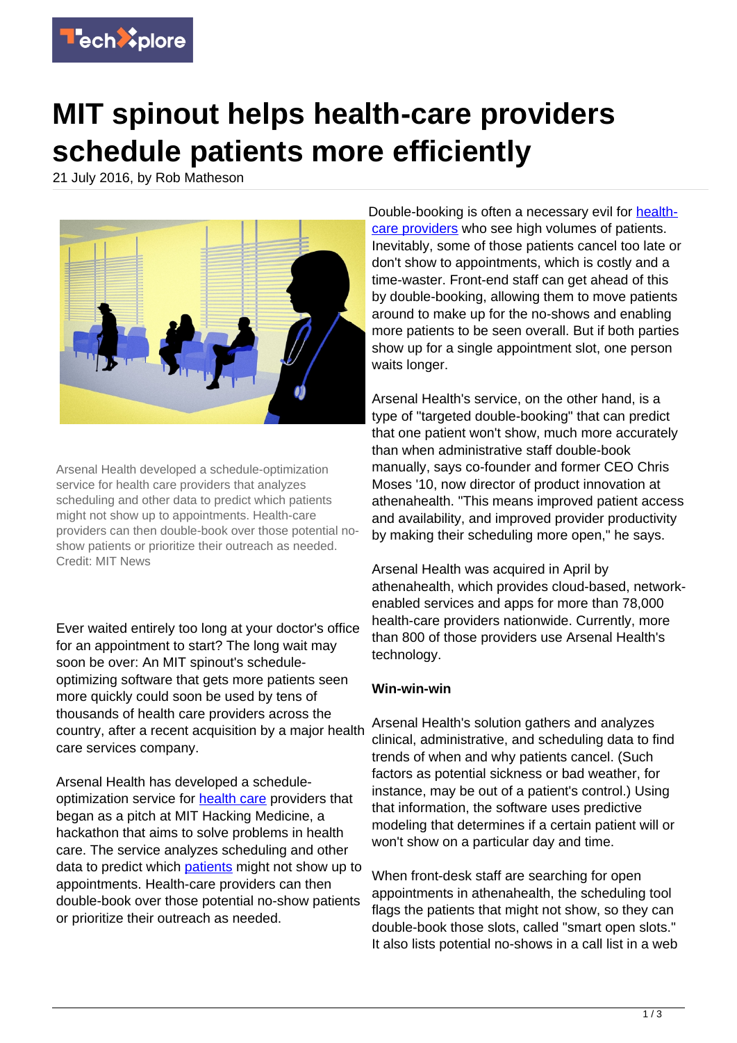# MIT spinout helps health-care providers schedule patients more efficiently

21 July 2016, by Rob Matheson

Arsenal Health developed a schedule-optimization service for health care providers that analyzes scheduling and other data to predict which patients might not show up to appointments. Health-care providers can then double-book over those potential no-show patients or prioritize their outreach as needed. Credit: MIT News

Ever waited entirely too long at your doctor's office for an appointment to start? The long wait may soon be over: An MIT spinout's schedule-optimizing software that gets more patients seen more quickly could soon be used by tens of thousands of health care providers across the country, after a recent acquisition by a major health care services company.

Arsenal Health has developed a schedule-optimization service for health care providers that began as a pitch at MIT Hacking Medicine, a hackathon that aims to solve problems in health care. The service analyzes scheduling and other data to predict which patients might not show up to appointments. Health-care providers can then double-book over those potential no-show patients or prioritize their outreach as needed.

Double-booking is often a necessary evil for health-care providers who see high volumes of patients. Inevitably, some of those patients cancel too late or don't show to appointments, which is costly and a time-waster. Front-end staff can get ahead of this by double-booking, allowing them to move patients around to make up for the no-shows and enabling more patients to be seen overall. But if both parties show up for a single appointment slot, one person waits longer.

Arsenal Health's service, on the other hand, is a type of "targeted double-booking" that can predict that one patient won't show, much more accurately than when administrative staff double-book manually, says co-founder and former CEO Chris Moses '10, now director of product innovation at athenahealth. "This means improved patient access and availability, and improved provider productivity by making their scheduling more open," he says.

Arsenal Health was acquired in April by athenahealth, which provides cloud-based, network-enabled services and apps for more than 78,000 health-care providers nationwide. Currently, more than 800 of those providers use Arsenal Health's technology.

**Win-win-win**

Arsenal Health's solution gathers and analyzes clinical, administrative, and scheduling data to find trends of when and why patients cancel. (Such factors as potential sickness or bad weather, for instance, may be out of a patient's control.) Using that information, the software uses predictive modeling that determines if a certain patient will or won't show on a particular day and time.

When front-desk staff are searching for open appointments in athenahealth, the scheduling tool flags the patients that might not show, so they can double-book those slots, called "smart open slots." It also lists potential no-shows in a call list in a web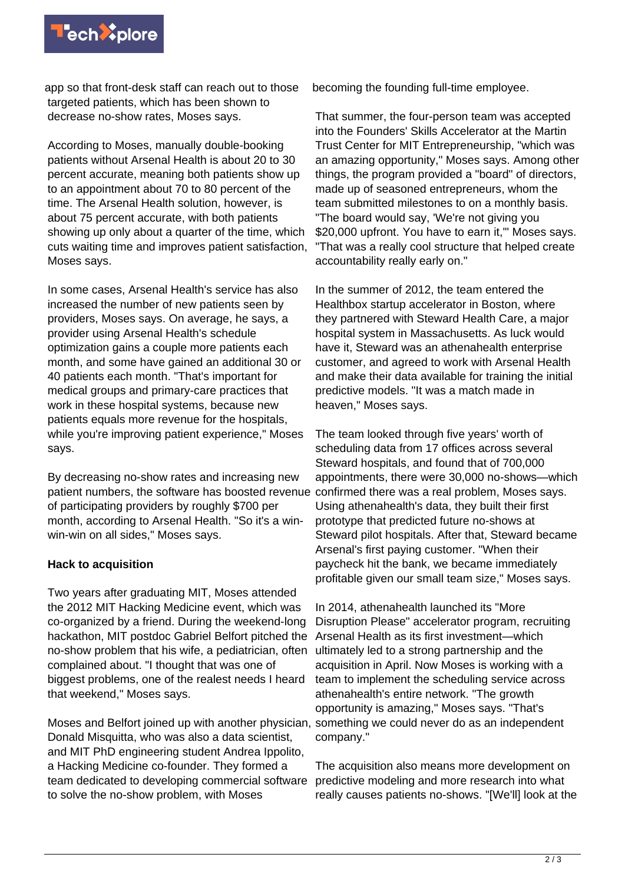app so that front-desk staff can reach out to those targeted patients, which has been shown to decrease no-show rates, Moses says.

According to Moses, manually double-booking patients without Arsenal Health is about 20 to 30 percent accurate, meaning both patients show up to an appointment about 70 to 80 percent of the time. The Arsenal Health solution, however, is about 75 percent accurate, with both patients showing up only about a quarter of the time, which cuts waiting time and improves patient satisfaction, Moses says.

In some cases, Arsenal Health's service has also increased the number of new patients seen by providers, Moses says. On average, he says, a provider using Arsenal Health's schedule optimization gains a couple more patients each month, and some have gained an additional 30 or 40 patients each month. "That's important for medical groups and primary-care practices that work in these hospital systems, because new patients equals more revenue for the hospitals, while you're improving patient experience," Moses says.

By decreasing no-show rates and increasing new patient numbers, the software has boosted revenue of participating providers by roughly $700 per month, according to Arsenal Health. "So it's a win-win-win on all sides," Moses says.

**Hack to acquisition**

Two years after graduating MIT, Moses attended the 2012 MIT Hacking Medicine event, which was co-organized by a friend. During the weekend-long hackathon, MIT postdoc Gabriel Belfort pitched the no-show problem that his wife, a pediatrician, often complained about. "I thought that was one of biggest problems, one of the realest needs I heard that weekend," Moses says.

Moses and Belfort joined up with another physician, Donald Misquitta, who was also a data scientist, and MIT PhD engineering student Andrea Ippolito, a Hacking Medicine co-founder. They formed a team dedicated to developing commercial software to solve the no-show problem, with Moses becoming the founding full-time employee.

That summer, the four-person team was accepted into the Founders' Skills Accelerator at the Martin Trust Center for MIT Entrepreneurship, "which was an amazing opportunity," Moses says. Among other things, the program provided a "board" of directors, made up of seasoned entrepreneurs, whom the team submitted milestones to on a monthly basis. "The board would say, 'We're not giving you $20,000 upfront. You have to earn it,'" Moses says. "That was a really cool structure that helped create accountability really early on."

In the summer of 2012, the team entered the Healthbox startup accelerator in Boston, where they partnered with Steward Health Care, a major hospital system in Massachusetts. As luck would have it, Steward was an athenahealth enterprise customer, and agreed to work with Arsenal Health and make their data available for training the initial predictive models. "It was a match made in heaven," Moses says.

The team looked through five years' worth of scheduling data from 17 offices across several Steward hospitals, and found that of 700,000 appointments, there were 30,000 no-shows—which confirmed there was a real problem, Moses says. Using athenahealth's data, they built their first prototype that predicted future no-shows at Steward pilot hospitals. After that, Steward became Arsenal's first paying customer. "When their paycheck hit the bank, we became immediately profitable given our small team size," Moses says.

In 2014, athenahealth launched its "More Disruption Please" accelerator program, recruiting Arsenal Health as its first investment—which ultimately led to a strong partnership and the acquisition in April. Now Moses is working with a team to implement the scheduling service across athenahealth's entire network. "The growth opportunity is amazing," Moses says. "That's something we could never do as an independent company."

The acquisition also means more development on predictive modeling and more research into what really causes patients no-shows. "[We'll] look at the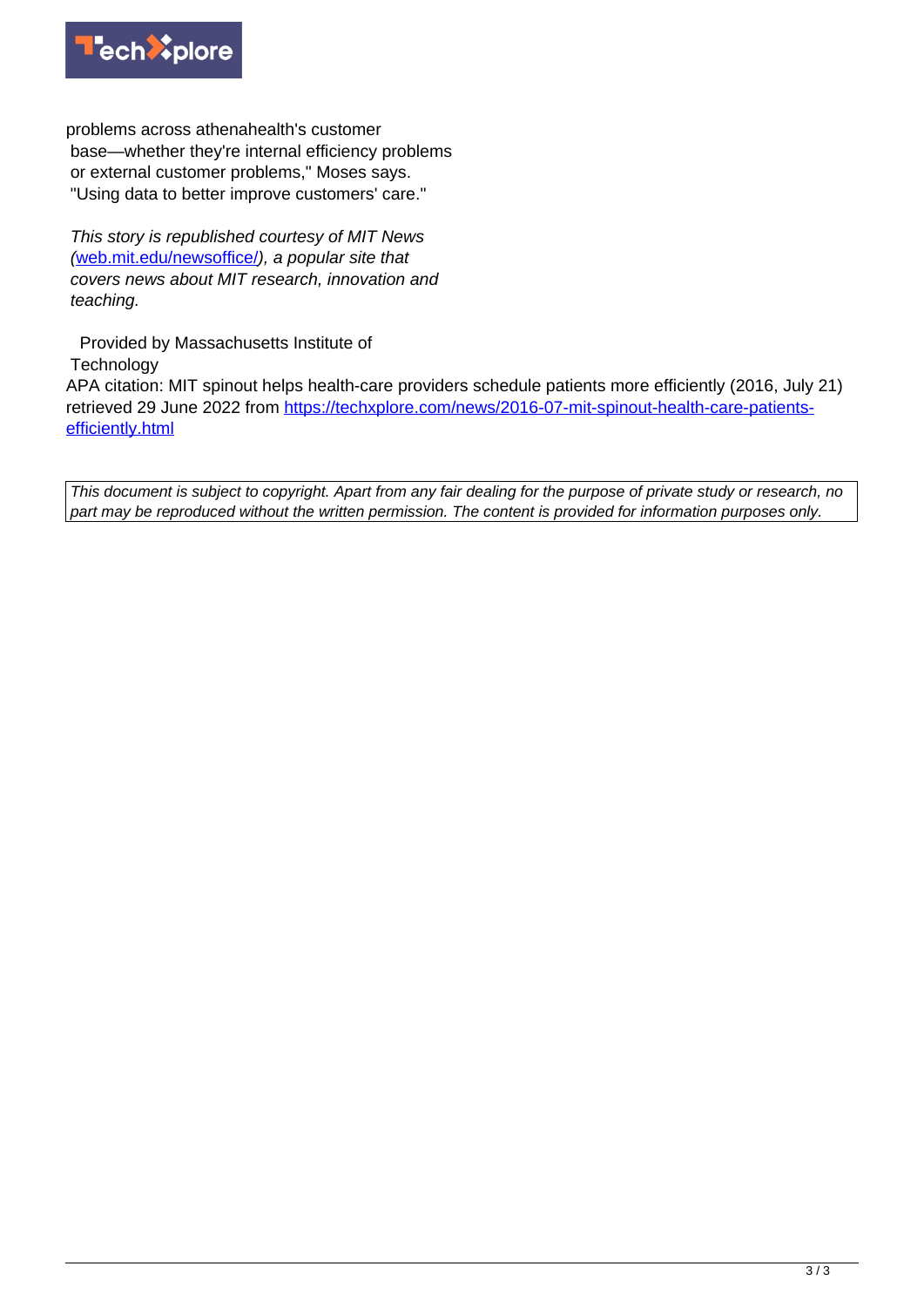problems across athenahealth's customer base—whether they're internal efficiency problems or external customer problems," Moses says. "Using data to better improve customers' care."

*This story is republished courtesy of MIT News ([web.mit.edu/newsoffice/](web.mit.edu/newsoffice/)), a popular site that covers news about MIT research, innovation and teaching.*

Provided by Massachusetts Institute of Technology

APA citation: MIT spinout helps health-care providers schedule patients more efficiently (2016, July 21) retrieved 29 June 2022 from [https://techxplore.com/news/2016-07-mit-spinout-health-care-patients-efficiently.html](https://techxplore.com/news/2016-07-mit-spinout-health-care-patients-efficiently.html)

*This document is subject to copyright. Apart from any fair dealing for the purpose of private study or research, no part may be reproduced without the written permission. The content is provided for information purposes only.*